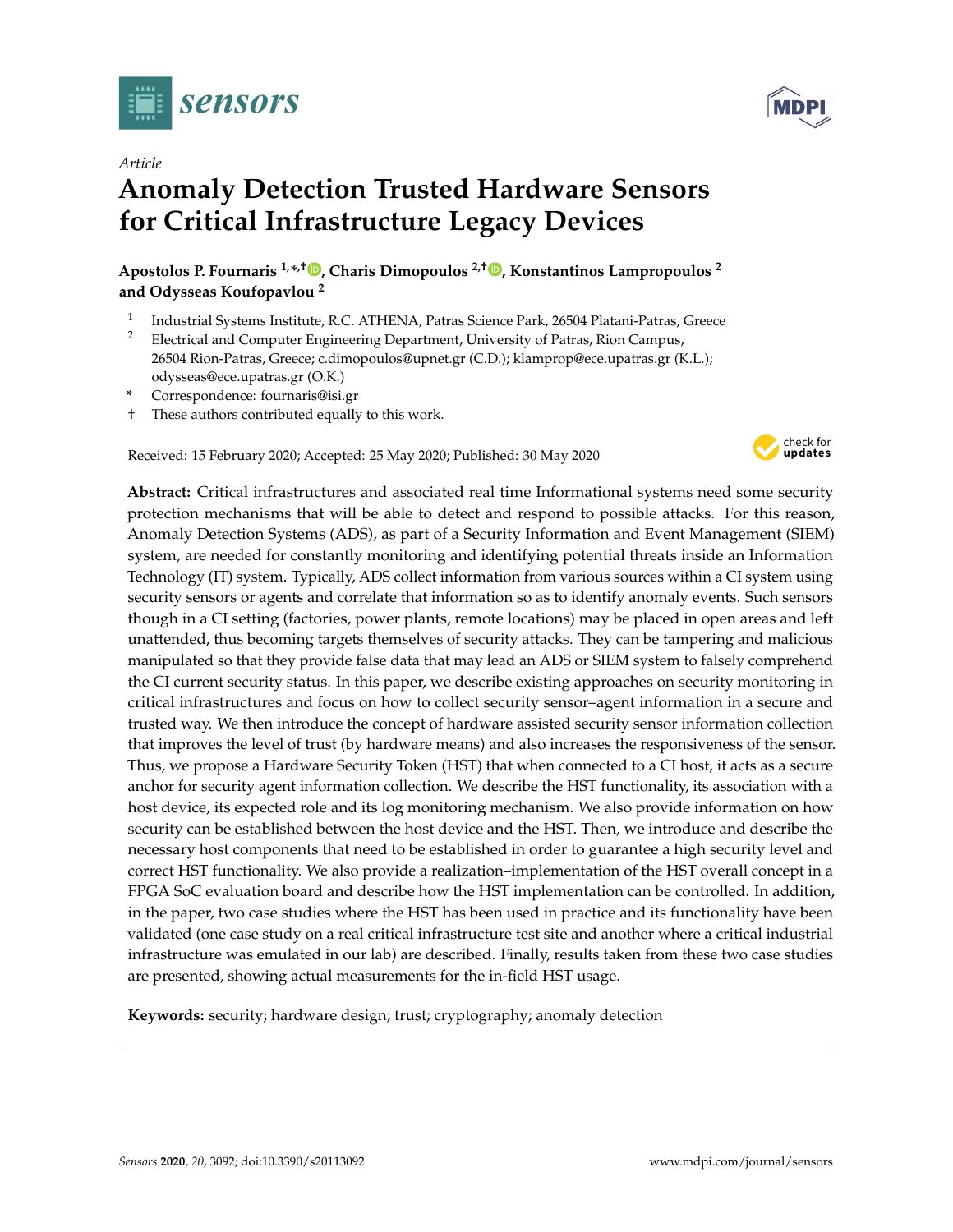*Article*

# Anomaly Detection Trusted Hardware Sensors for Critical Infrastructure Legacy Devices

**Apostolos P. Fournaris [1,*,†], Charis Dimopoulos [2,†], Konstantinos Lampropoulos [2] and Odysseas Koufopavlou [2]**

1. Industrial Systems Institute, R.C. ATHENA, Patras Science Park, 26504 Platani-Patras, Greece
2. Electrical and Computer Engineering Department, University of Patras, Rion Campus, 26504 Rion-Patras, Greece; c.dimopoulos@upnet.gr (C.D.); klamprop@ece.upatras.gr (K.L.); odysseas@ece.upatras.gr (O.K.)

\* Correspondence: fournaris@isi.gr

† These authors contributed equally to this work.

Received: 15 February 2020; Accepted: 25 May 2020; Published: 30 May 2020

**Abstract:** Critical infrastructures and associated real time Informational systems need some security protection mechanisms that will be able to detect and respond to possible attacks. For this reason, Anomaly Detection Systems (ADS), as part of a Security Information and Event Management (SIEM) system, are needed for constantly monitoring and identifying potential threats inside an Information Technology (IT) system. Typically, ADS collect information from various sources within a CI system using security sensors or agents and correlate that information so as to identify anomaly events. Such sensors though in a CI setting (factories, power plants, remote locations) may be placed in open areas and left unattended, thus becoming targets themselves of security attacks. They can be tampering and malicious manipulated so that they provide false data that may lead an ADS or SIEM system to falsely comprehend the CI current security status. In this paper, we describe existing approaches on security monitoring in critical infrastructures and focus on how to collect security sensor–agent information in a secure and trusted way. We then introduce the concept of hardware assisted security sensor information collection that improves the level of trust (by hardware means) and also increases the responsiveness of the sensor. Thus, we propose a Hardware Security Token (HST) that when connected to a CI host, it acts as a secure anchor for security agent information collection. We describe the HST functionality, its association with a host device, its expected role and its log monitoring mechanism. We also provide information on how security can be established between the host device and the HST. Then, we introduce and describe the necessary host components that need to be established in order to guarantee a high security level and correct HST functionality. We also provide a realization–implementation of the HST overall concept in a FPGA SoC evaluation board and describe how the HST implementation can be controlled. In addition, in the paper, two case studies where the HST has been used in practice and its functionality have been validated (one case study on a real critical infrastructure test site and another where a critical industrial infrastructure was emulated in our lab) are described. Finally, results taken from these two case studies are presented, showing actual measurements for the in-field HST usage.

**Keywords:** security; hardware design; trust; cryptography; anomaly detection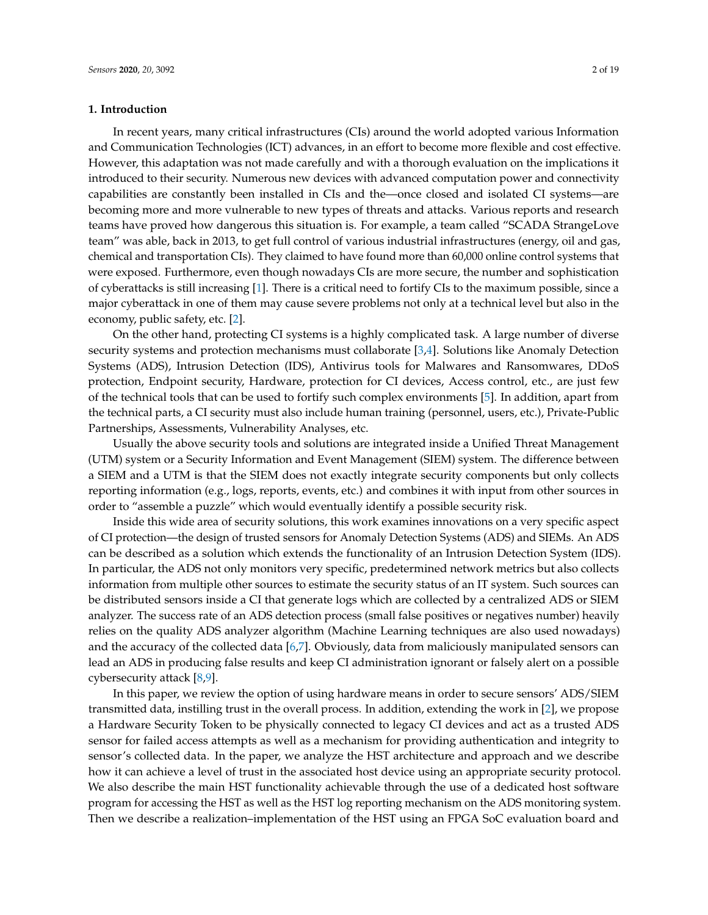## 1. Introduction

In recent years, many critical infrastructures (CIs) around the world adopted various Information and Communication Technologies (ICT) advances, in an effort to become more flexible and cost effective. However, this adaptation was not made carefully and with a thorough evaluation on the implications it introduced to their security. Numerous new devices with advanced computation power and connectivity capabilities are constantly been installed in CIs and the—once closed and isolated CI systems—are becoming more and more vulnerable to new types of threats and attacks. Various reports and research teams have proved how dangerous this situation is. For example, a team called "SCADA StrangeLove team" was able, back in 2013, to get full control of various industrial infrastructures (energy, oil and gas, chemical and transportation CIs). They claimed to have found more than 60,000 online control systems that were exposed. Furthermore, even though nowadays CIs are more secure, the number and sophistication of cyberattacks is still increasing [1]. There is a critical need to fortify CIs to the maximum possible, since a major cyberattack in one of them may cause severe problems not only at a technical level but also in the economy, public safety, etc. [2].

On the other hand, protecting CI systems is a highly complicated task. A large number of diverse security systems and protection mechanisms must collaborate [3,4]. Solutions like Anomaly Detection Systems (ADS), Intrusion Detection (IDS), Antivirus tools for Malwares and Ransomwares, DDoS protection, Endpoint security, Hardware, protection for CI devices, Access control, etc., are just few of the technical tools that can be used to fortify such complex environments [5]. In addition, apart from the technical parts, a CI security must also include human training (personnel, users, etc.), Private-Public Partnerships, Assessments, Vulnerability Analyses, etc.

Usually the above security tools and solutions are integrated inside a Unified Threat Management (UTM) system or a Security Information and Event Management (SIEM) system. The difference between a SIEM and a UTM is that the SIEM does not exactly integrate security components but only collects reporting information (e.g., logs, reports, events, etc.) and combines it with input from other sources in order to "assemble a puzzle" which would eventually identify a possible security risk.

Inside this wide area of security solutions, this work examines innovations on a very specific aspect of CI protection—the design of trusted sensors for Anomaly Detection Systems (ADS) and SIEMs. An ADS can be described as a solution which extends the functionality of an Intrusion Detection System (IDS). In particular, the ADS not only monitors very specific, predetermined network metrics but also collects information from multiple other sources to estimate the security status of an IT system. Such sources can be distributed sensors inside a CI that generate logs which are collected by a centralized ADS or SIEM analyzer. The success rate of an ADS detection process (small false positives or negatives number) heavily relies on the quality ADS analyzer algorithm (Machine Learning techniques are also used nowadays) and the accuracy of the collected data [6,7]. Obviously, data from maliciously manipulated sensors can lead an ADS in producing false results and keep CI administration ignorant or falsely alert on a possible cybersecurity attack [8,9].

In this paper, we review the option of using hardware means in order to secure sensors' ADS/SIEM transmitted data, instilling trust in the overall process. In addition, extending the work in [2], we propose a Hardware Security Token to be physically connected to legacy CI devices and act as a trusted ADS sensor for failed access attempts as well as a mechanism for providing authentication and integrity to sensor's collected data. In the paper, we analyze the HST architecture and approach and we describe how it can achieve a level of trust in the associated host device using an appropriate security protocol. We also describe the main HST functionality achievable through the use of a dedicated host software program for accessing the HST as well as the HST log reporting mechanism on the ADS monitoring system. Then we describe a realization–implementation of the HST using an FPGA SoC evaluation board and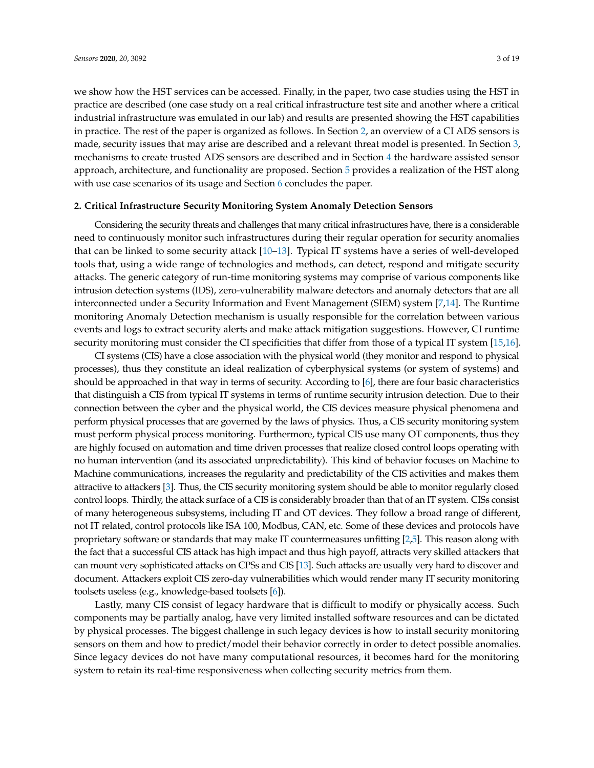we show how the HST services can be accessed. Finally, in the paper, two case studies using the HST in practice are described (one case study on a real critical infrastructure test site and another where a critical industrial infrastructure was emulated in our lab) and results are presented showing the HST capabilities in practice. The rest of the paper is organized as follows. In Section 2, an overview of a CI ADS sensors is made, security issues that may arise are described and a relevant threat model is presented. In Section 3, mechanisms to create trusted ADS sensors are described and in Section 4 the hardware assisted sensor approach, architecture, and functionality are proposed. Section 5 provides a realization of the HST along with use case scenarios of its usage and Section 6 concludes the paper.

## 2. Critical Infrastructure Security Monitoring System Anomaly Detection Sensors

Considering the security threats and challenges that many critical infrastructures have, there is a considerable need to continuously monitor such infrastructures during their regular operation for security anomalies that can be linked to some security attack [10–13]. Typical IT systems have a series of well-developed tools that, using a wide range of technologies and methods, can detect, respond and mitigate security attacks. The generic category of run-time monitoring systems may comprise of various components like intrusion detection systems (IDS), zero-vulnerability malware detectors and anomaly detectors that are all interconnected under a Security Information and Event Management (SIEM) system [7,14]. The Runtime monitoring Anomaly Detection mechanism is usually responsible for the correlation between various events and logs to extract security alerts and make attack mitigation suggestions. However, CI runtime security monitoring must consider the CI specificities that differ from those of a typical IT system [15,16].

CI systems (CIS) have a close association with the physical world (they monitor and respond to physical processes), thus they constitute an ideal realization of cyberphysical systems (or system of systems) and should be approached in that way in terms of security. According to [6], there are four basic characteristics that distinguish a CIS from typical IT systems in terms of runtime security intrusion detection. Due to their connection between the cyber and the physical world, the CIS devices measure physical phenomena and perform physical processes that are governed by the laws of physics. Thus, a CIS security monitoring system must perform physical process monitoring. Furthermore, typical CIS use many OT components, thus they are highly focused on automation and time driven processes that realize closed control loops operating with no human intervention (and its associated unpredictability). This kind of behavior focuses on Machine to Machine communications, increases the regularity and predictability of the CIS activities and makes them attractive to attackers [3]. Thus, the CIS security monitoring system should be able to monitor regularly closed control loops. Thirdly, the attack surface of a CIS is considerably broader than that of an IT system. CISs consist of many heterogeneous subsystems, including IT and OT devices. They follow a broad range of different, not IT related, control protocols like ISA 100, Modbus, CAN, etc. Some of these devices and protocols have proprietary software or standards that may make IT countermeasures unfitting [2,5]. This reason along with the fact that a successful CIS attack has high impact and thus high payoff, attracts very skilled attackers that can mount very sophisticated attacks on CPSs and CIS [13]. Such attacks are usually very hard to discover and document. Attackers exploit CIS zero-day vulnerabilities which would render many IT security monitoring toolsets useless (e.g., knowledge-based toolsets [6]).

Lastly, many CIS consist of legacy hardware that is difficult to modify or physically access. Such components may be partially analog, have very limited installed software resources and can be dictated by physical processes. The biggest challenge in such legacy devices is how to install security monitoring sensors on them and how to predict/model their behavior correctly in order to detect possible anomalies. Since legacy devices do not have many computational resources, it becomes hard for the monitoring system to retain its real-time responsiveness when collecting security metrics from them.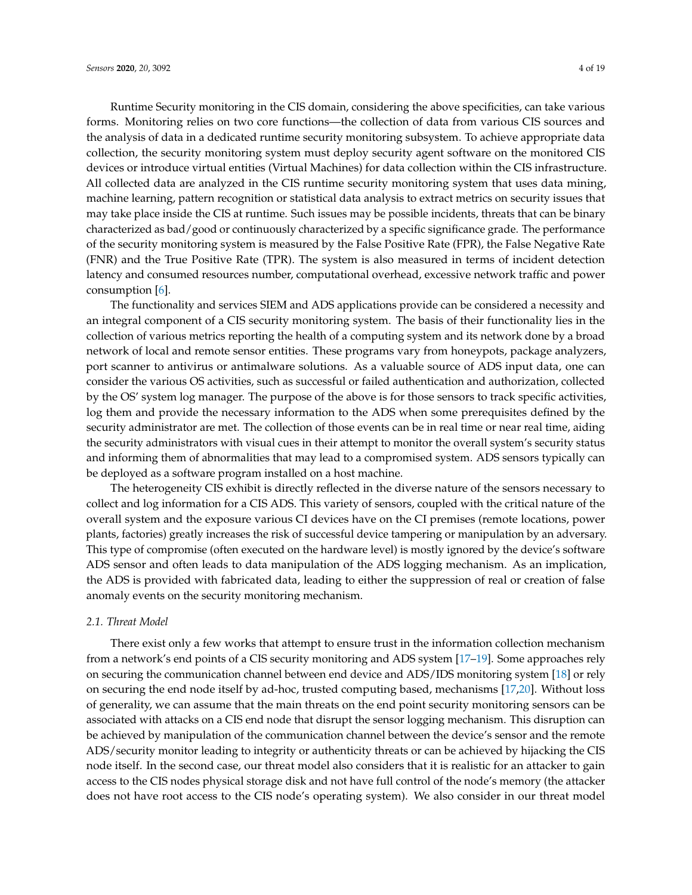Runtime Security monitoring in the CIS domain, considering the above specificities, can take various forms. Monitoring relies on two core functions—the collection of data from various CIS sources and the analysis of data in a dedicated runtime security monitoring subsystem. To achieve appropriate data collection, the security monitoring system must deploy security agent software on the monitored CIS devices or introduce virtual entities (Virtual Machines) for data collection within the CIS infrastructure. All collected data are analyzed in the CIS runtime security monitoring system that uses data mining, machine learning, pattern recognition or statistical data analysis to extract metrics on security issues that may take place inside the CIS at runtime. Such issues may be possible incidents, threats that can be binary characterized as bad/good or continuously characterized by a specific significance grade. The performance of the security monitoring system is measured by the False Positive Rate (FPR), the False Negative Rate (FNR) and the True Positive Rate (TPR). The system is also measured in terms of incident detection latency and consumed resources number, computational overhead, excessive network traffic and power consumption [6].

The functionality and services SIEM and ADS applications provide can be considered a necessity and an integral component of a CIS security monitoring system. The basis of their functionality lies in the collection of various metrics reporting the health of a computing system and its network done by a broad network of local and remote sensor entities. These programs vary from honeypots, package analyzers, port scanner to antivirus or antimalware solutions. As a valuable source of ADS input data, one can consider the various OS activities, such as successful or failed authentication and authorization, collected by the OS' system log manager. The purpose of the above is for those sensors to track specific activities, log them and provide the necessary information to the ADS when some prerequisites defined by the security administrator are met. The collection of those events can be in real time or near real time, aiding the security administrators with visual cues in their attempt to monitor the overall system's security status and informing them of abnormalities that may lead to a compromised system. ADS sensors typically can be deployed as a software program installed on a host machine.

The heterogeneity CIS exhibit is directly reflected in the diverse nature of the sensors necessary to collect and log information for a CIS ADS. This variety of sensors, coupled with the critical nature of the overall system and the exposure various CI devices have on the CI premises (remote locations, power plants, factories) greatly increases the risk of successful device tampering or manipulation by an adversary. This type of compromise (often executed on the hardware level) is mostly ignored by the device's software ADS sensor and often leads to data manipulation of the ADS logging mechanism. As an implication, the ADS is provided with fabricated data, leading to either the suppression of real or creation of false anomaly events on the security monitoring mechanism.

### 2.1. Threat Model

There exist only a few works that attempt to ensure trust in the information collection mechanism from a network's end points of a CIS security monitoring and ADS system [17–19]. Some approaches rely on securing the communication channel between end device and ADS/IDS monitoring system [18] or rely on securing the end node itself by ad-hoc, trusted computing based, mechanisms [17,20]. Without loss of generality, we can assume that the main threats on the end point security monitoring sensors can be associated with attacks on a CIS end node that disrupt the sensor logging mechanism. This disruption can be achieved by manipulation of the communication channel between the device's sensor and the remote ADS/security monitor leading to integrity or authenticity threats or can be achieved by hijacking the CIS node itself. In the second case, our threat model also considers that it is realistic for an attacker to gain access to the CIS nodes physical storage disk and not have full control of the node's memory (the attacker does not have root access to the CIS node's operating system). We also consider in our threat model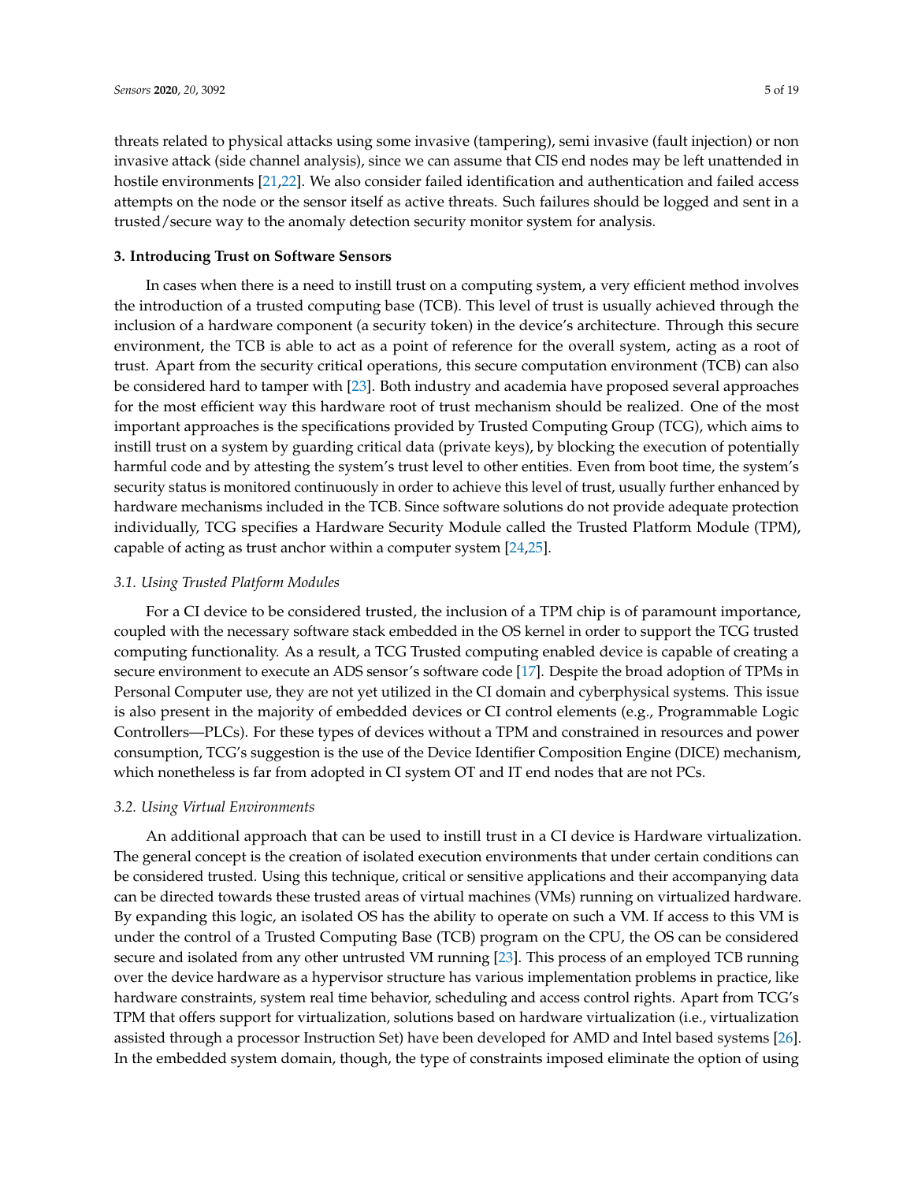threats related to physical attacks using some invasive (tampering), semi invasive (fault injection) or non invasive attack (side channel analysis), since we can assume that CIS end nodes may be left unattended in hostile environments [21,22]. We also consider failed identification and authentication and failed access attempts on the node or the sensor itself as active threats. Such failures should be logged and sent in a trusted/secure way to the anomaly detection security monitor system for analysis.

## 3. Introducing Trust on Software Sensors

In cases when there is a need to instill trust on a computing system, a very efficient method involves the introduction of a trusted computing base (TCB). This level of trust is usually achieved through the inclusion of a hardware component (a security token) in the device's architecture. Through this secure environment, the TCB is able to act as a point of reference for the overall system, acting as a root of trust. Apart from the security critical operations, this secure computation environment (TCB) can also be considered hard to tamper with [23]. Both industry and academia have proposed several approaches for the most efficient way this hardware root of trust mechanism should be realized. One of the most important approaches is the specifications provided by Trusted Computing Group (TCG), which aims to instill trust on a system by guarding critical data (private keys), by blocking the execution of potentially harmful code and by attesting the system's trust level to other entities. Even from boot time, the system's security status is monitored continuously in order to achieve this level of trust, usually further enhanced by hardware mechanisms included in the TCB. Since software solutions do not provide adequate protection individually, TCG specifies a Hardware Security Module called the Trusted Platform Module (TPM), capable of acting as trust anchor within a computer system [24,25].

### *3.1. Using Trusted Platform Modules*

For a CI device to be considered trusted, the inclusion of a TPM chip is of paramount importance, coupled with the necessary software stack embedded in the OS kernel in order to support the TCG trusted computing functionality. As a result, a TCG Trusted computing enabled device is capable of creating a secure environment to execute an ADS sensor's software code [17]. Despite the broad adoption of TPMs in Personal Computer use, they are not yet utilized in the CI domain and cyberphysical systems. This issue is also present in the majority of embedded devices or CI control elements (e.g., Programmable Logic Controllers—PLCs). For these types of devices without a TPM and constrained in resources and power consumption, TCG's suggestion is the use of the Device Identifier Composition Engine (DICE) mechanism, which nonetheless is far from adopted in CI system OT and IT end nodes that are not PCs.

### *3.2. Using Virtual Environments*

An additional approach that can be used to instill trust in a CI device is Hardware virtualization. The general concept is the creation of isolated execution environments that under certain conditions can be considered trusted. Using this technique, critical or sensitive applications and their accompanying data can be directed towards these trusted areas of virtual machines (VMs) running on virtualized hardware. By expanding this logic, an isolated OS has the ability to operate on such a VM. If access to this VM is under the control of a Trusted Computing Base (TCB) program on the CPU, the OS can be considered secure and isolated from any other untrusted VM running [23]. This process of an employed TCB running over the device hardware as a hypervisor structure has various implementation problems in practice, like hardware constraints, system real time behavior, scheduling and access control rights. Apart from TCG's TPM that offers support for virtualization, solutions based on hardware virtualization (i.e., virtualization assisted through a processor Instruction Set) have been developed for AMD and Intel based systems [26]. In the embedded system domain, though, the type of constraints imposed eliminate the option of using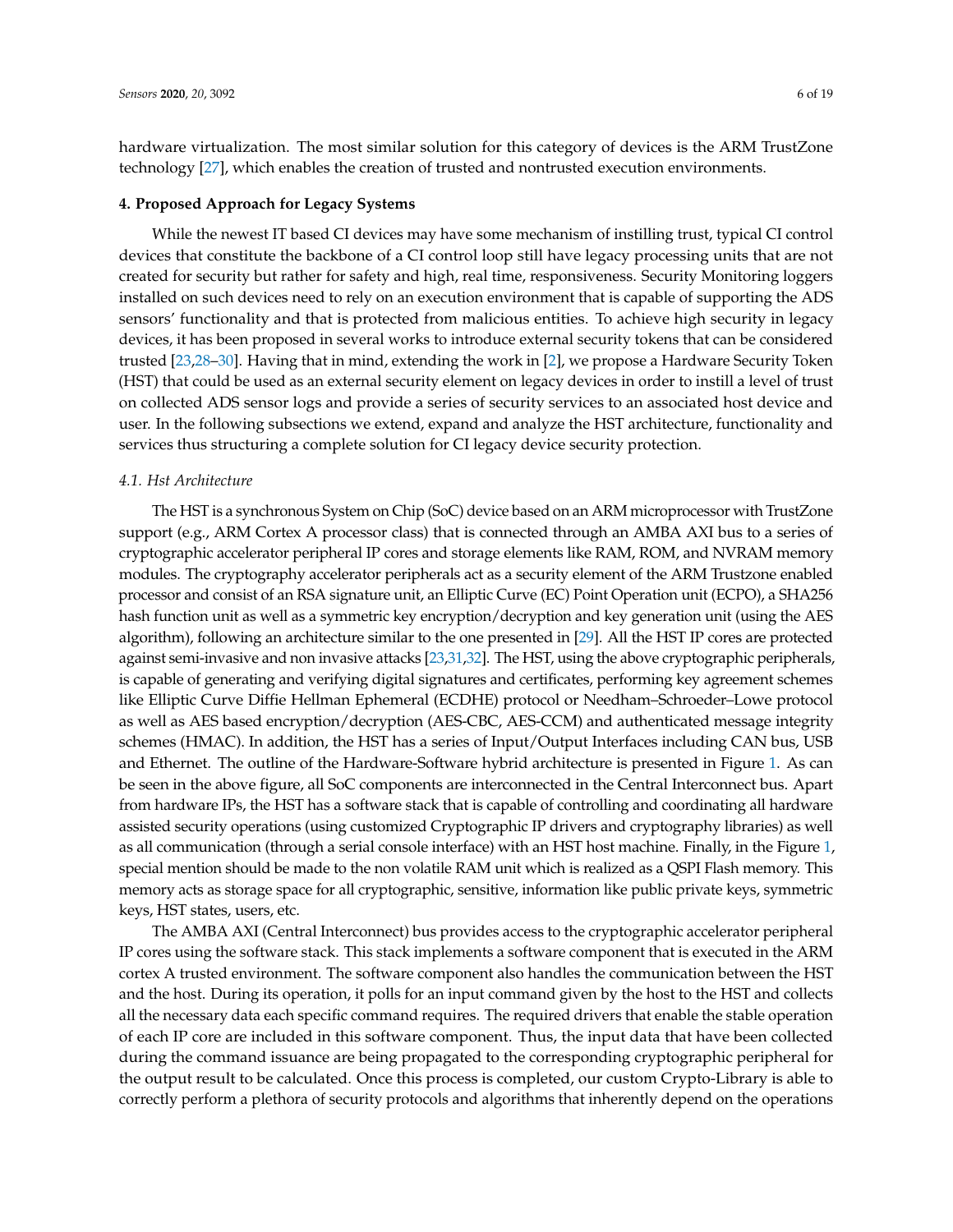hardware virtualization. The most similar solution for this category of devices is the ARM TrustZone technology [27], which enables the creation of trusted and nontrusted execution environments.

## 4. Proposed Approach for Legacy Systems

While the newest IT based CI devices may have some mechanism of instilling trust, typical CI control devices that constitute the backbone of a CI control loop still have legacy processing units that are not created for security but rather for safety and high, real time, responsiveness. Security Monitoring loggers installed on such devices need to rely on an execution environment that is capable of supporting the ADS sensors' functionality and that is protected from malicious entities. To achieve high security in legacy devices, it has been proposed in several works to introduce external security tokens that can be considered trusted [23,28–30]. Having that in mind, extending the work in [2], we propose a Hardware Security Token (HST) that could be used as an external security element on legacy devices in order to instill a level of trust on collected ADS sensor logs and provide a series of security services to an associated host device and user. In the following subsections we extend, expand and analyze the HST architecture, functionality and services thus structuring a complete solution for CI legacy device security protection.

### *4.1. Hst Architecture*

The HST is a synchronous System on Chip (SoC) device based on an ARM microprocessor with TrustZone support (e.g., ARM Cortex A processor class) that is connected through an AMBA AXI bus to a series of cryptographic accelerator peripheral IP cores and storage elements like RAM, ROM, and NVRAM memory modules. The cryptography accelerator peripherals act as a security element of the ARM Trustzone enabled processor and consist of an RSA signature unit, an Elliptic Curve (EC) Point Operation unit (ECPO), a SHA256 hash function unit as well as a symmetric key encryption/decryption and key generation unit (using the AES algorithm), following an architecture similar to the one presented in [29]. All the HST IP cores are protected against semi-invasive and non invasive attacks [23,31,32]. The HST, using the above cryptographic peripherals, is capable of generating and verifying digital signatures and certificates, performing key agreement schemes like Elliptic Curve Diffie Hellman Ephemeral (ECDHE) protocol or Needham–Schroeder–Lowe protocol as well as AES based encryption/decryption (AES-CBC, AES-CCM) and authenticated message integrity schemes (HMAC). In addition, the HST has a series of Input/Output Interfaces including CAN bus, USB and Ethernet. The outline of the Hardware-Software hybrid architecture is presented in Figure 1. As can be seen in the above figure, all SoC components are interconnected in the Central Interconnect bus. Apart from hardware IPs, the HST has a software stack that is capable of controlling and coordinating all hardware assisted security operations (using customized Cryptographic IP drivers and cryptography libraries) as well as all communication (through a serial console interface) with an HST host machine. Finally, in the Figure 1, special mention should be made to the non volatile RAM unit which is realized as a QSPI Flash memory. This memory acts as storage space for all cryptographic, sensitive, information like public private keys, symmetric keys, HST states, users, etc.

The AMBA AXI (Central Interconnect) bus provides access to the cryptographic accelerator peripheral IP cores using the software stack. This stack implements a software component that is executed in the ARM cortex A trusted environment. The software component also handles the communication between the HST and the host. During its operation, it polls for an input command given by the host to the HST and collects all the necessary data each specific command requires. The required drivers that enable the stable operation of each IP core are included in this software component. Thus, the input data that have been collected during the command issuance are being propagated to the corresponding cryptographic peripheral for the output result to be calculated. Once this process is completed, our custom Crypto-Library is able to correctly perform a plethora of security protocols and algorithms that inherently depend on the operations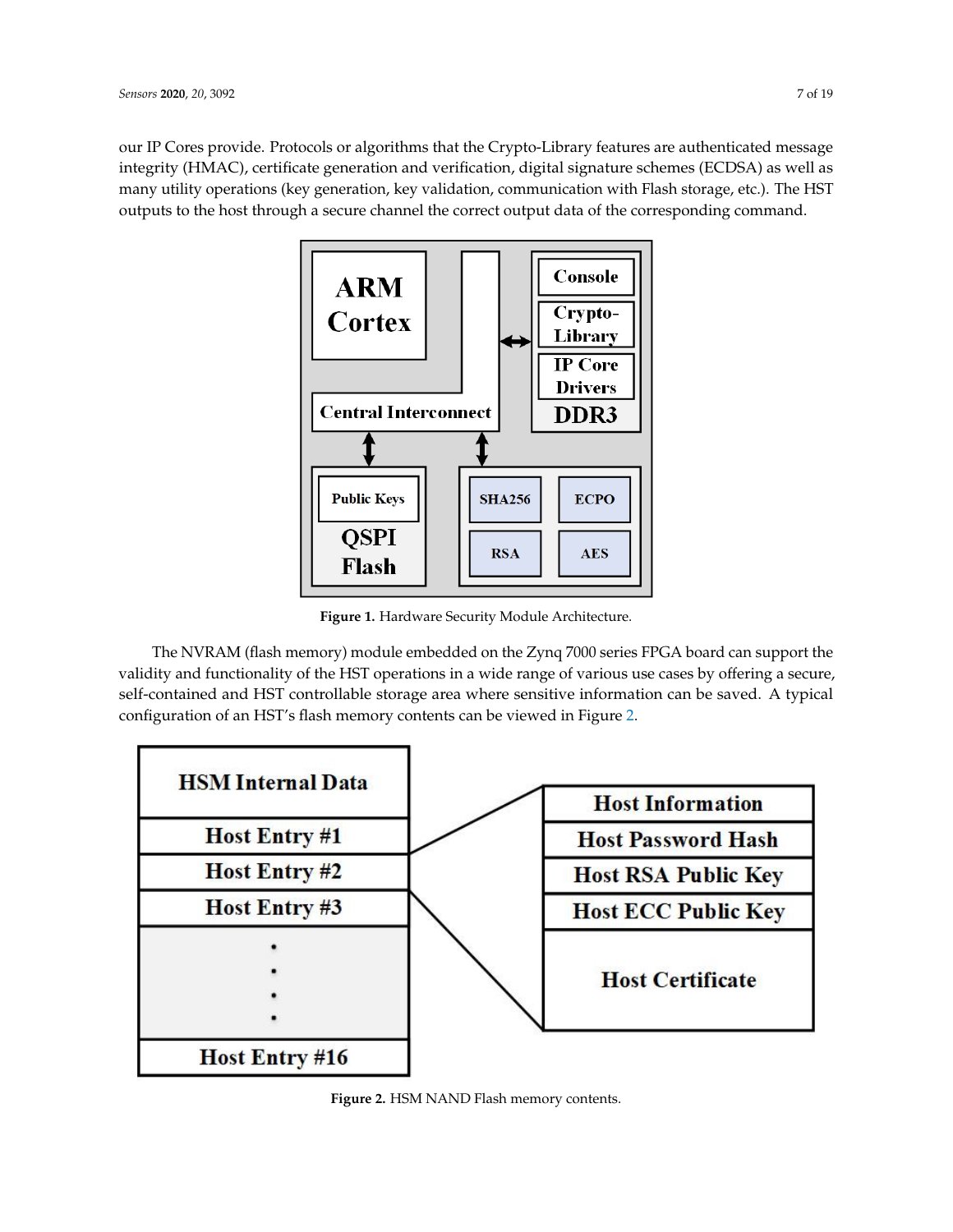our IP Cores provide. Protocols or algorithms that the Crypto-Library features are authenticated message integrity (HMAC), certificate generation and verification, digital signature schemes (ECDSA) as well as many utility operations (key generation, key validation, communication with Flash storage, etc.). The HST outputs to the host through a secure channel the correct output data of the corresponding command.

**Figure 1.** Hardware Security Module Architecture.

The NVRAM (flash memory) module embedded on the Zynq 7000 series FPGA board can support the validity and functionality of the HST operations in a wide range of various use cases by offering a secure, self-contained and HST controllable storage area where sensitive information can be saved. A typical configuration of an HST's flash memory contents can be viewed in Figure 2.

**Figure 2.** HSM NAND Flash memory contents.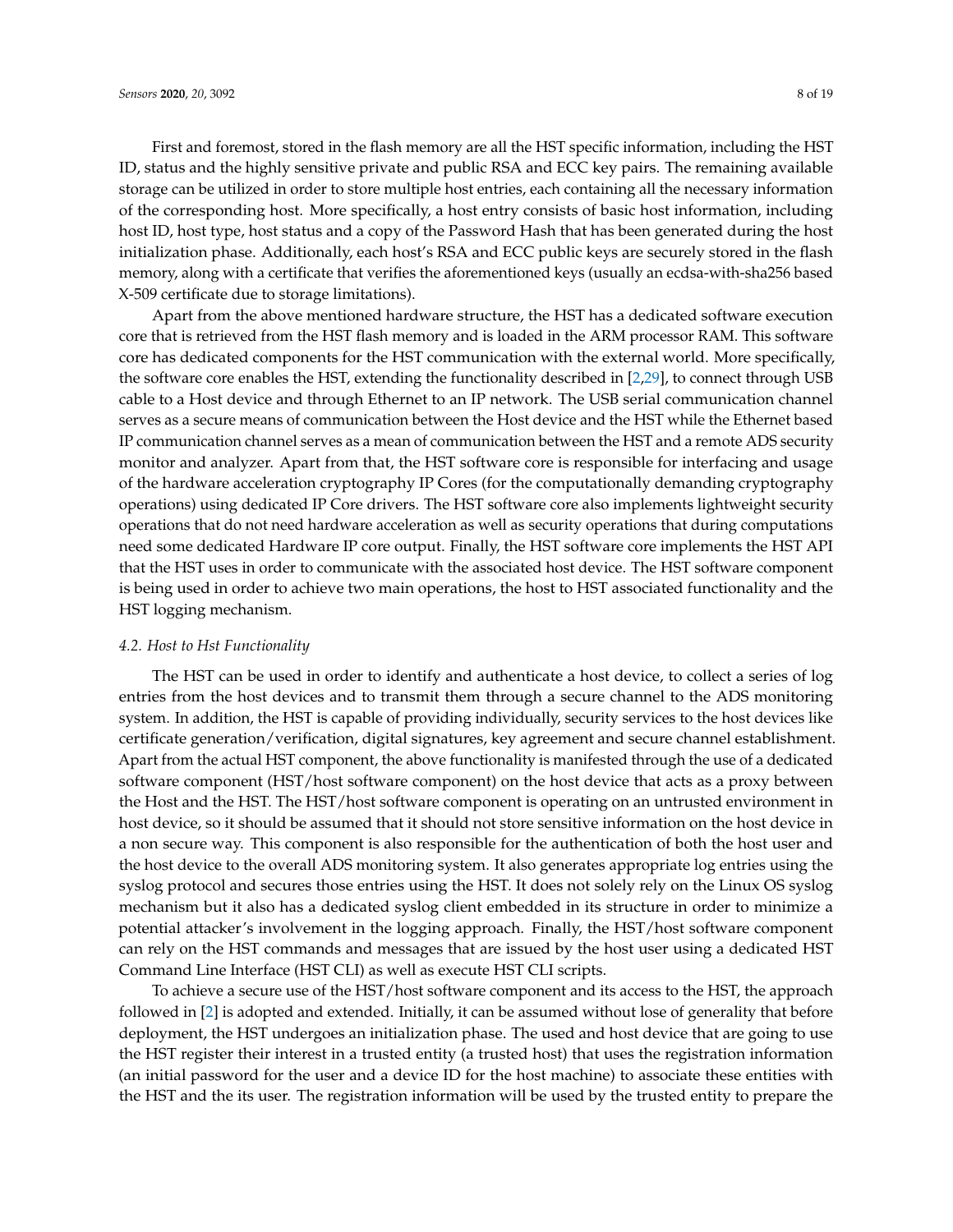First and foremost, stored in the flash memory are all the HST specific information, including the HST ID, status and the highly sensitive private and public RSA and ECC key pairs. The remaining available storage can be utilized in order to store multiple host entries, each containing all the necessary information of the corresponding host. More specifically, a host entry consists of basic host information, including host ID, host type, host status and a copy of the Password Hash that has been generated during the host initialization phase. Additionally, each host's RSA and ECC public keys are securely stored in the flash memory, along with a certificate that verifies the aforementioned keys (usually an ecdsa-with-sha256 based X-509 certificate due to storage limitations).

Apart from the above mentioned hardware structure, the HST has a dedicated software execution core that is retrieved from the HST flash memory and is loaded in the ARM processor RAM. This software core has dedicated components for the HST communication with the external world. More specifically, the software core enables the HST, extending the functionality described in [2,29], to connect through USB cable to a Host device and through Ethernet to an IP network. The USB serial communication channel serves as a secure means of communication between the Host device and the HST while the Ethernet based IP communication channel serves as a mean of communication between the HST and a remote ADS security monitor and analyzer. Apart from that, the HST software core is responsible for interfacing and usage of the hardware acceleration cryptography IP Cores (for the computationally demanding cryptography operations) using dedicated IP Core drivers. The HST software core also implements lightweight security operations that do not need hardware acceleration as well as security operations that during computations need some dedicated Hardware IP core output. Finally, the HST software core implements the HST API that the HST uses in order to communicate with the associated host device. The HST software component is being used in order to achieve two main operations, the host to HST associated functionality and the HST logging mechanism.

### *4.2. Host to Hst Functionality*

The HST can be used in order to identify and authenticate a host device, to collect a series of log entries from the host devices and to transmit them through a secure channel to the ADS monitoring system. In addition, the HST is capable of providing individually, security services to the host devices like certificate generation/verification, digital signatures, key agreement and secure channel establishment. Apart from the actual HST component, the above functionality is manifested through the use of a dedicated software component (HST/host software component) on the host device that acts as a proxy between the Host and the HST. The HST/host software component is operating on an untrusted environment in host device, so it should be assumed that it should not store sensitive information on the host device in a non secure way. This component is also responsible for the authentication of both the host user and the host device to the overall ADS monitoring system. It also generates appropriate log entries using the syslog protocol and secures those entries using the HST. It does not solely rely on the Linux OS syslog mechanism but it also has a dedicated syslog client embedded in its structure in order to minimize a potential attacker's involvement in the logging approach. Finally, the HST/host software component can rely on the HST commands and messages that are issued by the host user using a dedicated HST Command Line Interface (HST CLI) as well as execute HST CLI scripts.

To achieve a secure use of the HST/host software component and its access to the HST, the approach followed in [2] is adopted and extended. Initially, it can be assumed without lose of generality that before deployment, the HST undergoes an initialization phase. The used and host device that are going to use the HST register their interest in a trusted entity (a trusted host) that uses the registration information (an initial password for the user and a device ID for the host machine) to associate these entities with the HST and the its user. The registration information will be used by the trusted entity to prepare the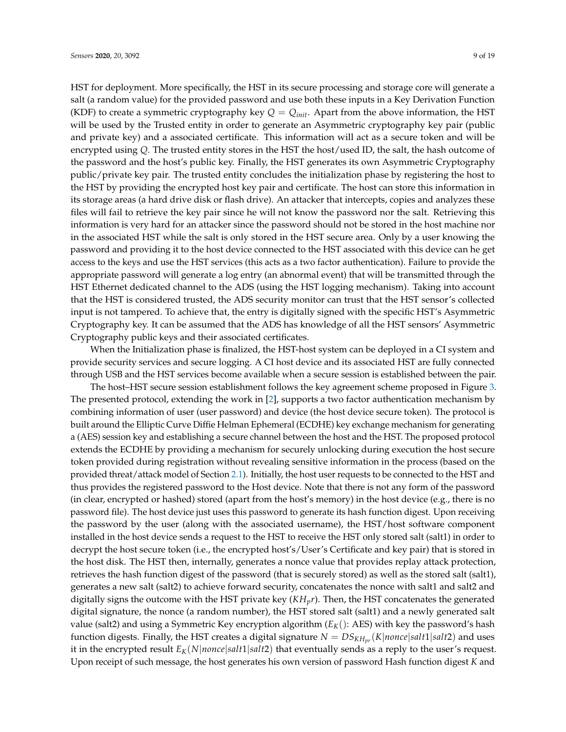HST for deployment. More specifically, the HST in its secure processing and storage core will generate a salt (a random value) for the provided password and use both these inputs in a Key Derivation Function (KDF) to create a symmetric cryptography key $Q = Q_{init}$. Apart from the above information, the HST will be used by the Trusted entity in order to generate an Asymmetric cryptography key pair (public and private key) and a associated certificate. This information will act as a secure token and will be encrypted using $Q$. The trusted entity stores in the HST the host/used ID, the salt, the hash outcome of the password and the host's public key. Finally, the HST generates its own Asymmetric Cryptography public/private key pair. The trusted entity concludes the initialization phase by registering the host to the HST by providing the encrypted host key pair and certificate. The host can store this information in its storage areas (a hard drive disk or flash drive). An attacker that intercepts, copies and analyzes these files will fail to retrieve the key pair since he will not know the password nor the salt. Retrieving this information is very hard for an attacker since the password should not be stored in the host machine nor in the associated HST while the salt is only stored in the HST secure area. Only by a user knowing the password and providing it to the host device connected to the HST associated with this device can he get access to the keys and use the HST services (this acts as a two factor authentication). Failure to provide the appropriate password will generate a log entry (an abnormal event) that will be transmitted through the HST Ethernet dedicated channel to the ADS (using the HST logging mechanism). Taking into account that the HST is considered trusted, the ADS security monitor can trust that the HST sensor's collected input is not tampered. To achieve that, the entry is digitally signed with the specific HST's Asymmetric Cryptography key. It can be assumed that the ADS has knowledge of all the HST sensors' Asymmetric Cryptography public keys and their associated certificates.

When the Initialization phase is finalized, the HST-host system can be deployed in a CI system and provide security services and secure logging. A CI host device and its associated HST are fully connected through USB and the HST services become available when a secure session is established between the pair.

The host–HST secure session establishment follows the key agreement scheme proposed in Figure 3. The presented protocol, extending the work in [2], supports a two factor authentication mechanism by combining information of user (user password) and device (the host device secure token). The protocol is built around the Elliptic Curve Diffie Helman Ephemeral (ECDHE) key exchange mechanism for generating a (AES) session key and establishing a secure channel between the host and the HST. The proposed protocol extends the ECDHE by providing a mechanism for securely unlocking during execution the host secure token provided during registration without revealing sensitive information in the process (based on the provided threat/attack model of Section 2.1). Initially, the host user requests to be connected to the HST and thus provides the registered password to the Host device. Note that there is not any form of the password (in clear, encrypted or hashed) stored (apart from the host's memory) in the host device (e.g., there is no password file). The host device just uses this password to generate its hash function digest. Upon receiving the password by the user (along with the associated username), the HST/host software component installed in the host device sends a request to the HST to receive the HST only stored salt (salt1) in order to decrypt the host secure token (i.e., the encrypted host's/User's Certificate and key pair) that is stored in the host disk. The HST then, internally, generates a nonce value that provides replay attack protection, retrieves the hash function digest of the password (that is securely stored) as well as the stored salt (salt1), generates a new salt (salt2) to achieve forward security, concatenates the nonce with salt1 and salt2 and digitally signs the outcome with the HST private key ($KH_pr$). Then, the HST concatenates the generated digital signature, the nonce (a random number), the HST stored salt (salt1) and a newly generated salt value (salt2) and using a Symmetric Key encryption algorithm ($E_K()$: AES) with key the password's hash function digests. Finally, the HST creates a digital signature $N = DS_{KH_{pr}}(K|nonce|salt1|salt2)$ and uses it in the encrypted result $E_K(N|nonce|salt1|salt2)$ that eventually sends as a reply to the user's request. Upon receipt of such message, the host generates his own version of password Hash function digest $K$ and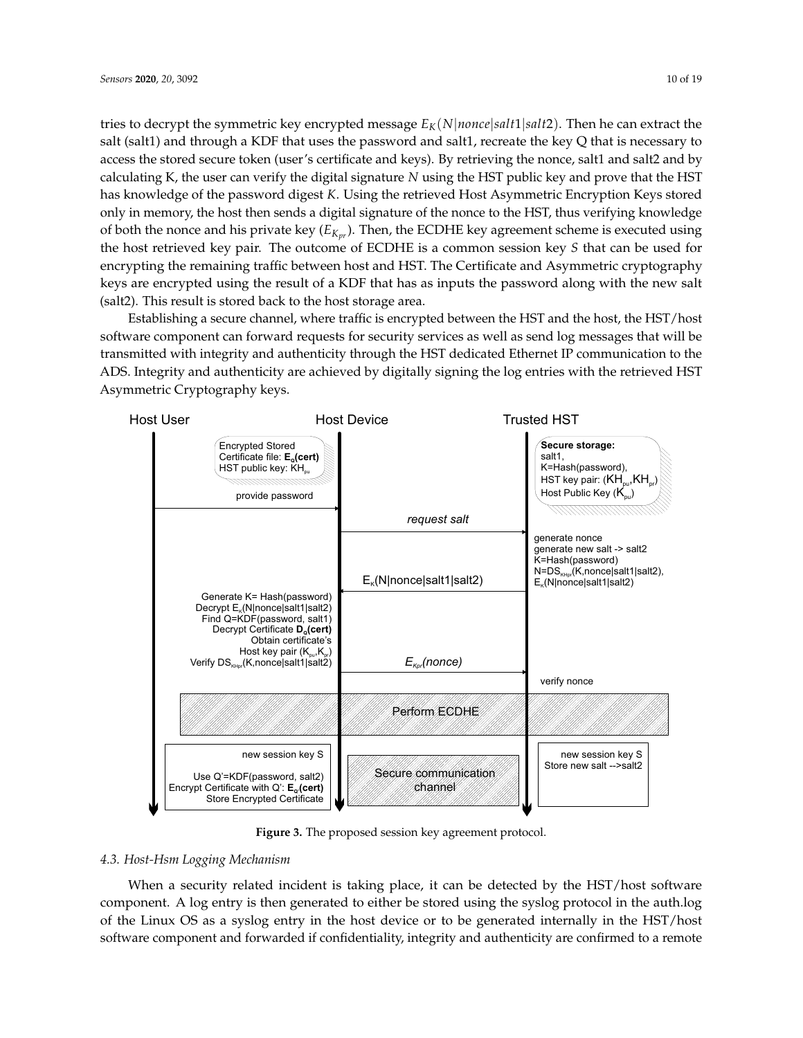tries to decrypt the symmetric key encrypted message $E_K(N|nonce|salt1|salt2)$. Then he can extract the salt (salt1) and through a KDF that uses the password and salt1, recreate the key Q that is necessary to access the stored secure token (user's certificate and keys). By retrieving the nonce, salt1 and salt2 and by calculating K, the user can verify the digital signature $N$ using the HST public key and prove that the HST has knowledge of the password digest $K$. Using the retrieved Host Asymmetric Encryption Keys stored only in memory, the host then sends a digital signature of the nonce to the HST, thus verifying knowledge of both the nonce and his private key ($E_{K_{pr}}$). Then, the ECDHE key agreement scheme is executed using the host retrieved key pair. The outcome of ECDHE is a common session key $S$ that can be used for encrypting the remaining traffic between host and HST. The Certificate and Asymmetric cryptography keys are encrypted using the result of a KDF that has as inputs the password along with the new salt (salt2). This result is stored back to the host storage area.

Establishing a secure channel, where traffic is encrypted between the HST and the host, the HST/host software component can forward requests for security services as well as send log messages that will be transmitted with integrity and authenticity through the HST dedicated Ethernet IP communication to the ADS. Integrity and authenticity are achieved by digitally signing the log entries with the retrieved HST Asymmetric Cryptography keys.

**Figure 3.** The proposed session key agreement protocol.

### 4.3. Host-Hsm Logging Mechanism

When a security related incident is taking place, it can be detected by the HST/host software component. A log entry is then generated to either be stored using the syslog protocol in the auth.log of the Linux OS as a syslog entry in the host device or to be generated internally in the HST/host software component and forwarded if confidentiality, integrity and authenticity are confirmed to a remote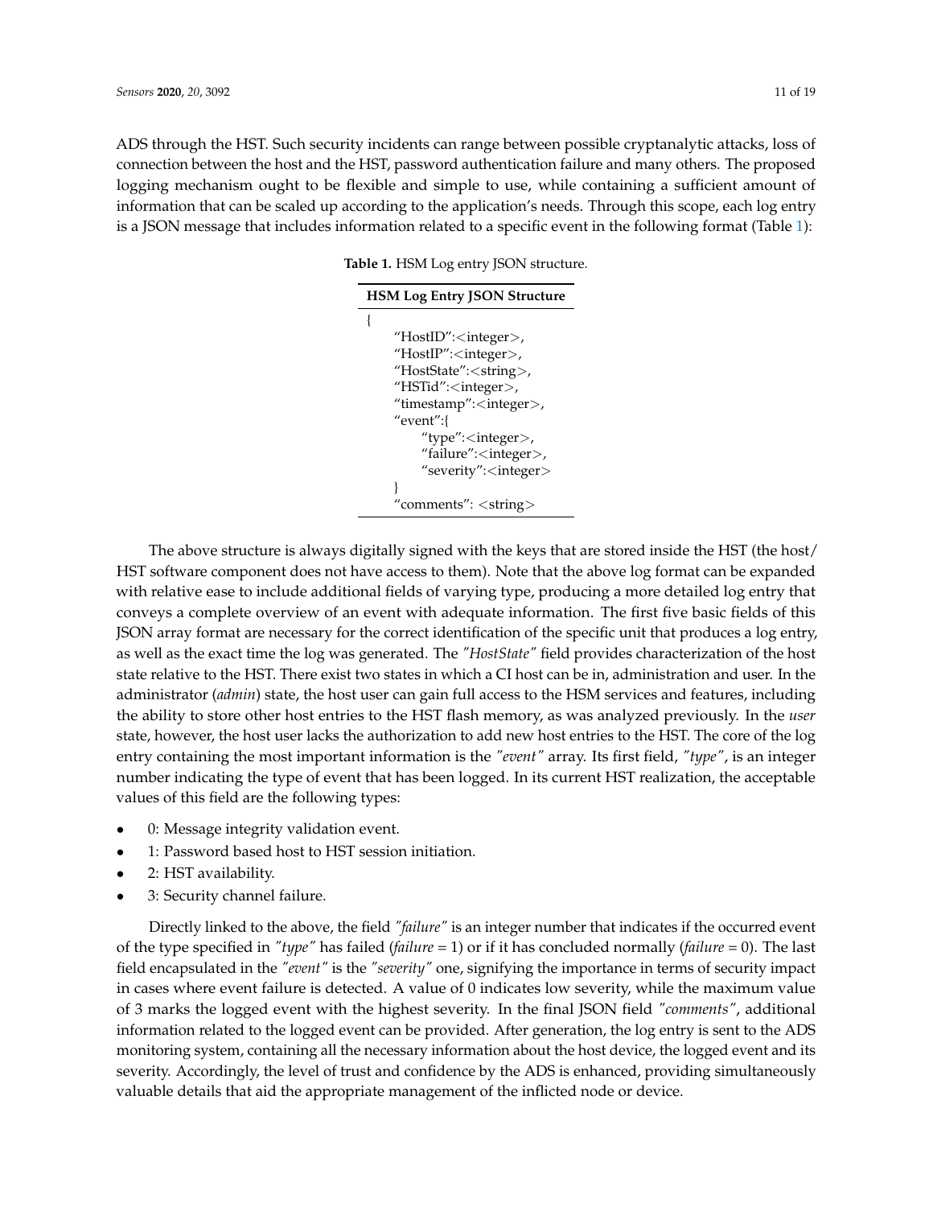ADS through the HST. Such security incidents can range between possible cryptanalytic attacks, loss of connection between the host and the HST, password authentication failure and many others. The proposed logging mechanism ought to be flexible and simple to use, while containing a sufficient amount of information that can be scaled up according to the application's needs. Through this scope, each log entry is a JSON message that includes information related to a specific event in the following format (Table 1):

**Table 1.** HSM Log entry JSON structure.

| HSM Log Entry JSON Structure |
| --- |
| { |
| "HostID":<integer>, |
| "HostIP":<integer>, |
| "HostState":<string>, |
| "HSTid":<integer>, |
| "timestamp":<integer>, |
| "event":{ |
| "type":<integer>, |
| "failure":<integer>, |
| "severity":<integer> |
| } |
| "comments": <string> |

The above structure is always digitally signed with the keys that are stored inside the HST (the host/HST software component does not have access to them). Note that the above log format can be expanded with relative ease to include additional fields of varying type, producing a more detailed log entry that conveys a complete overview of an event with adequate information. The first five basic fields of this JSON array format are necessary for the correct identification of the specific unit that produces a log entry, as well as the exact time the log was generated. The *"HostState"* field provides characterization of the host state relative to the HST. There exist two states in which a CI host can be in, administration and user. In the administrator (*admin*) state, the host user can gain full access to the HSM services and features, including the ability to store other host entries to the HST flash memory, as was analyzed previously. In the *user* state, however, the host user lacks the authorization to add new host entries to the HST. The core of the log entry containing the most important information is the *"event"* array. Its first field, *"type"*, is an integer number indicating the type of event that has been logged. In its current HST realization, the acceptable values of this field are the following types:

- 0: Message integrity validation event.
- 1: Password based host to HST session initiation.
- 2: HST availability.
- 3: Security channel failure.

Directly linked to the above, the field *"failure"* is an integer number that indicates if the occurred event of the type specified in *"type"* has failed (*failure* = 1) or if it has concluded normally (*failure* = 0). The last field encapsulated in the *"event"* is the *"severity"* one, signifying the importance in terms of security impact in cases where event failure is detected. A value of 0 indicates low severity, while the maximum value of 3 marks the logged event with the highest severity. In the final JSON field *"comments"*, additional information related to the logged event can be provided. After generation, the log entry is sent to the ADS monitoring system, containing all the necessary information about the host device, the logged event and its severity. Accordingly, the level of trust and confidence by the ADS is enhanced, providing simultaneously valuable details that aid the appropriate management of the inflicted node or device.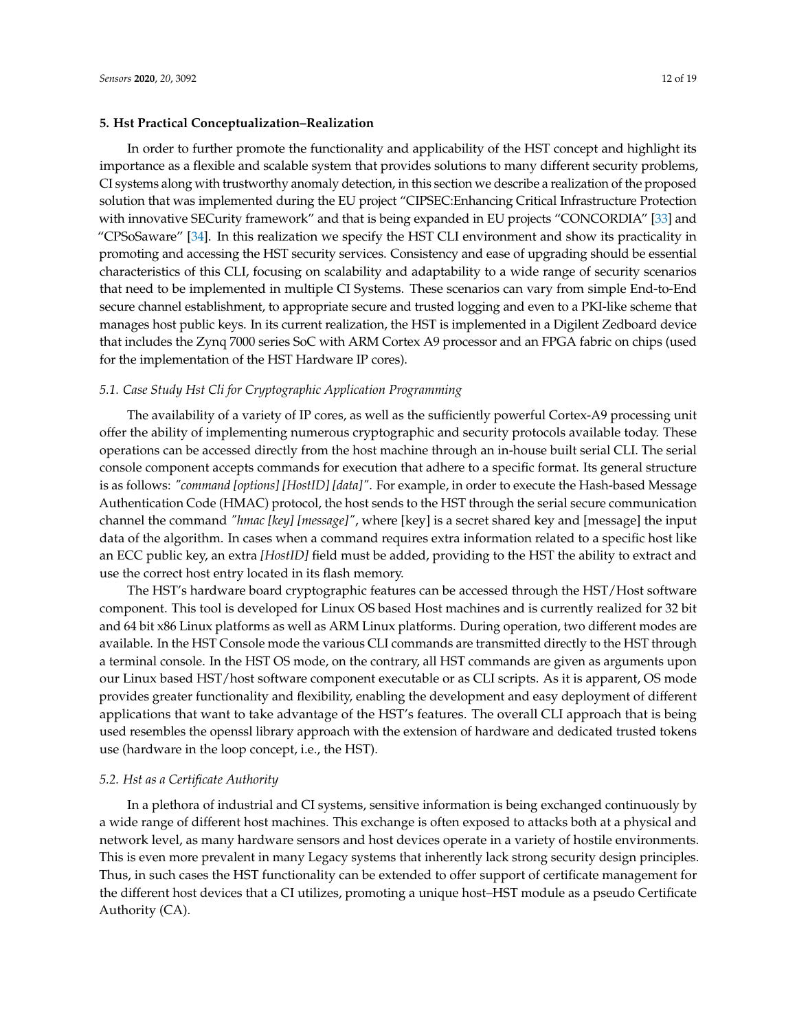## 5. Hst Practical Conceptualization–Realization

In order to further promote the functionality and applicability of the HST concept and highlight its importance as a flexible and scalable system that provides solutions to many different security problems, CI systems along with trustworthy anomaly detection, in this section we describe a realization of the proposed solution that was implemented during the EU project "CIPSEC:Enhancing Critical Infrastructure Protection with innovative SECurity framework" and that is being expanded in EU projects "CONCORDIA" [33] and "CPSoSaware" [34]. In this realization we specify the HST CLI environment and show its practicality in promoting and accessing the HST security services. Consistency and ease of upgrading should be essential characteristics of this CLI, focusing on scalability and adaptability to a wide range of security scenarios that need to be implemented in multiple CI Systems. These scenarios can vary from simple End-to-End secure channel establishment, to appropriate secure and trusted logging and even to a PKI-like scheme that manages host public keys. In its current realization, the HST is implemented in a Digilent Zedboard device that includes the Zynq 7000 series SoC with ARM Cortex A9 processor and an FPGA fabric on chips (used for the implementation of the HST Hardware IP cores).

### 5.1. Case Study Hst Cli for Cryptographic Application Programming

The availability of a variety of IP cores, as well as the sufficiently powerful Cortex-A9 processing unit offer the ability of implementing numerous cryptographic and security protocols available today. These operations can be accessed directly from the host machine through an in-house built serial CLI. The serial console component accepts commands for execution that adhere to a specific format. Its general structure is as follows: *"command [options] [HostID] [data]"*. For example, in order to execute the Hash-based Message Authentication Code (HMAC) protocol, the host sends to the HST through the serial secure communication channel the command *"hmac [key] [message]"*, where [key] is a secret shared key and [message] the input data of the algorithm. In cases when a command requires extra information related to a specific host like an ECC public key, an extra *[HostID]* field must be added, providing to the HST the ability to extract and use the correct host entry located in its flash memory.

The HST's hardware board cryptographic features can be accessed through the HST/Host software component. This tool is developed for Linux OS based Host machines and is currently realized for 32 bit and 64 bit x86 Linux platforms as well as ARM Linux platforms. During operation, two different modes are available. In the HST Console mode the various CLI commands are transmitted directly to the HST through a terminal console. In the HST OS mode, on the contrary, all HST commands are given as arguments upon our Linux based HST/host software component executable or as CLI scripts. As it is apparent, OS mode provides greater functionality and flexibility, enabling the development and easy deployment of different applications that want to take advantage of the HST's features. The overall CLI approach that is being used resembles the openssl library approach with the extension of hardware and dedicated trusted tokens use (hardware in the loop concept, i.e., the HST).

### 5.2. Hst as a Certificate Authority

In a plethora of industrial and CI systems, sensitive information is being exchanged continuously by a wide range of different host machines. This exchange is often exposed to attacks both at a physical and network level, as many hardware sensors and host devices operate in a variety of hostile environments. This is even more prevalent in many Legacy systems that inherently lack strong security design principles. Thus, in such cases the HST functionality can be extended to offer support of certificate management for the different host devices that a CI utilizes, promoting a unique host–HST module as a pseudo Certificate Authority (CA).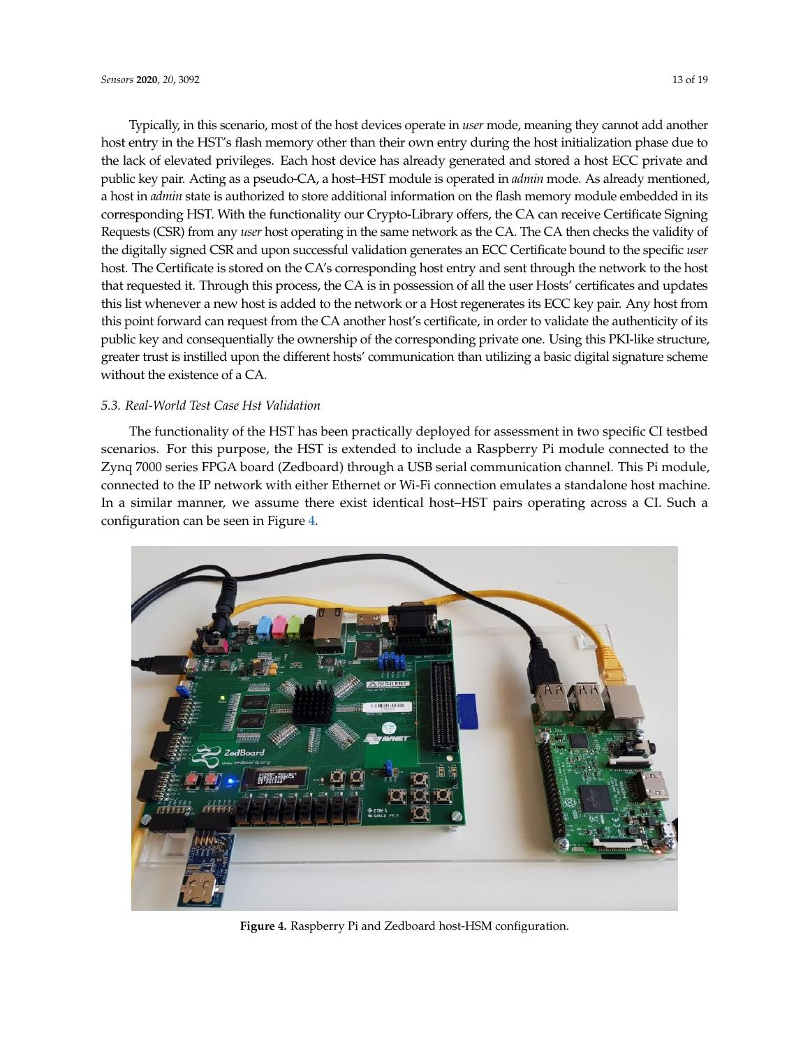Typically, in this scenario, most of the host devices operate in *user* mode, meaning they cannot add another host entry in the HST's flash memory other than their own entry during the host initialization phase due to the lack of elevated privileges. Each host device has already generated and stored a host ECC private and public key pair. Acting as a pseudo-CA, a host–HST module is operated in *admin* mode. As already mentioned, a host in *admin* state is authorized to store additional information on the flash memory module embedded in its corresponding HST. With the functionality our Crypto-Library offers, the CA can receive Certificate Signing Requests (CSR) from any *user* host operating in the same network as the CA. The CA then checks the validity of the digitally signed CSR and upon successful validation generates an ECC Certificate bound to the specific *user* host. The Certificate is stored on the CA's corresponding host entry and sent through the network to the host that requested it. Through this process, the CA is in possession of all the user Hosts' certificates and updates this list whenever a new host is added to the network or a Host regenerates its ECC key pair. Any host from this point forward can request from the CA another host's certificate, in order to validate the authenticity of its public key and consequentially the ownership of the corresponding private one. Using this PKI-like structure, greater trust is instilled upon the different hosts' communication than utilizing a basic digital signature scheme without the existence of a CA.

### *5.3. Real-World Test Case Hst Validation*

The functionality of the HST has been practically deployed for assessment in two specific CI testbed scenarios. For this purpose, the HST is extended to include a Raspberry Pi module connected to the Zynq 7000 series FPGA board (Zedboard) through a USB serial communication channel. This Pi module, connected to the IP network with either Ethernet or Wi-Fi connection emulates a standalone host machine. In a similar manner, we assume there exist identical host–HST pairs operating across a CI. Such a configuration can be seen in Figure 4.

**Figure 4.** Raspberry Pi and Zedboard host-HSM configuration.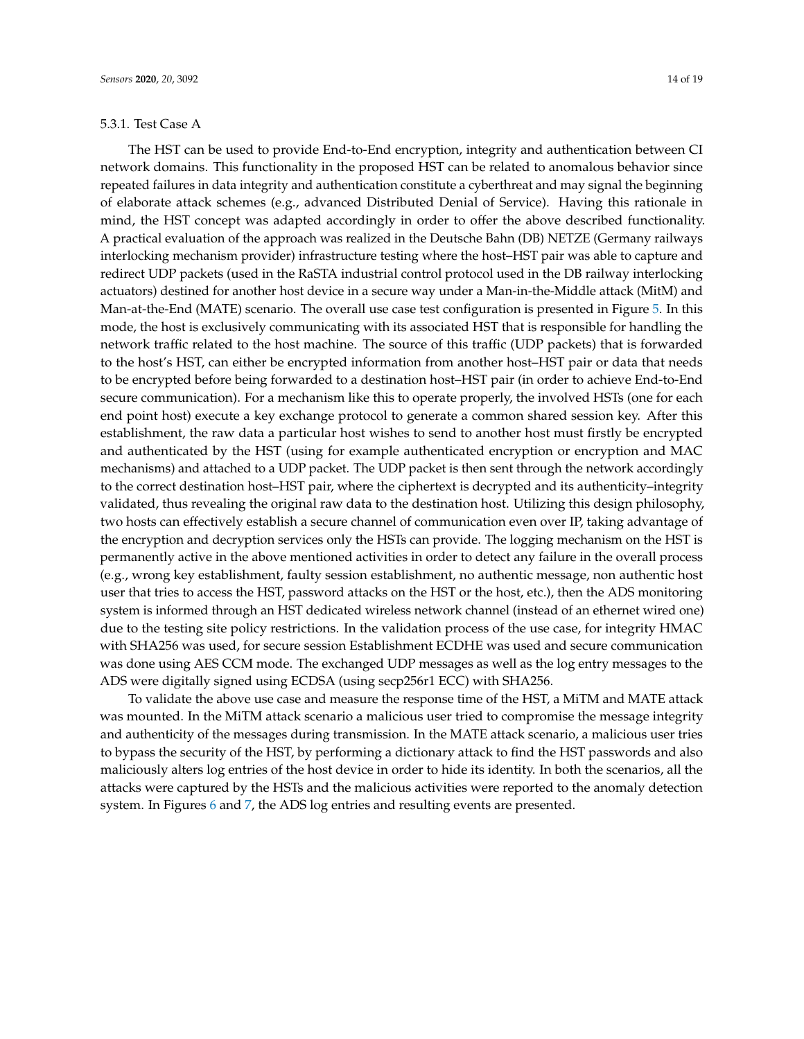#### 5.3.1. Test Case A

The HST can be used to provide End-to-End encryption, integrity and authentication between CI network domains. This functionality in the proposed HST can be related to anomalous behavior since repeated failures in data integrity and authentication constitute a cyberthreat and may signal the beginning of elaborate attack schemes (e.g., advanced Distributed Denial of Service). Having this rationale in mind, the HST concept was adapted accordingly in order to offer the above described functionality. A practical evaluation of the approach was realized in the Deutsche Bahn (DB) NETZE (Germany railways interlocking mechanism provider) infrastructure testing where the host–HST pair was able to capture and redirect UDP packets (used in the RaSTA industrial control protocol used in the DB railway interlocking actuators) destined for another host device in a secure way under a Man-in-the-Middle attack (MitM) and Man-at-the-End (MATE) scenario. The overall use case test configuration is presented in Figure 5. In this mode, the host is exclusively communicating with its associated HST that is responsible for handling the network traffic related to the host machine. The source of this traffic (UDP packets) that is forwarded to the host's HST, can either be encrypted information from another host–HST pair or data that needs to be encrypted before being forwarded to a destination host–HST pair (in order to achieve End-to-End secure communication). For a mechanism like this to operate properly, the involved HSTs (one for each end point host) execute a key exchange protocol to generate a common shared session key. After this establishment, the raw data a particular host wishes to send to another host must firstly be encrypted and authenticated by the HST (using for example authenticated encryption or encryption and MAC mechanisms) and attached to a UDP packet. The UDP packet is then sent through the network accordingly to the correct destination host–HST pair, where the ciphertext is decrypted and its authenticity–integrity validated, thus revealing the original raw data to the destination host. Utilizing this design philosophy, two hosts can effectively establish a secure channel of communication even over IP, taking advantage of the encryption and decryption services only the HSTs can provide. The logging mechanism on the HST is permanently active in the above mentioned activities in order to detect any failure in the overall process (e.g., wrong key establishment, faulty session establishment, no authentic message, non authentic host user that tries to access the HST, password attacks on the HST or the host, etc.), then the ADS monitoring system is informed through an HST dedicated wireless network channel (instead of an ethernet wired one) due to the testing site policy restrictions. In the validation process of the use case, for integrity HMAC with SHA256 was used, for secure session Establishment ECDHE was used and secure communication was done using AES CCM mode. The exchanged UDP messages as well as the log entry messages to the ADS were digitally signed using ECDSA (using secp256r1 ECC) with SHA256.

To validate the above use case and measure the response time of the HST, a MiTM and MATE attack was mounted. In the MiTM attack scenario a malicious user tried to compromise the message integrity and authenticity of the messages during transmission. In the MATE attack scenario, a malicious user tries to bypass the security of the HST, by performing a dictionary attack to find the HST passwords and also maliciously alters log entries of the host device in order to hide its identity. In both the scenarios, all the attacks were captured by the HSTs and the malicious activities were reported to the anomaly detection system. In Figures 6 and 7, the ADS log entries and resulting events are presented.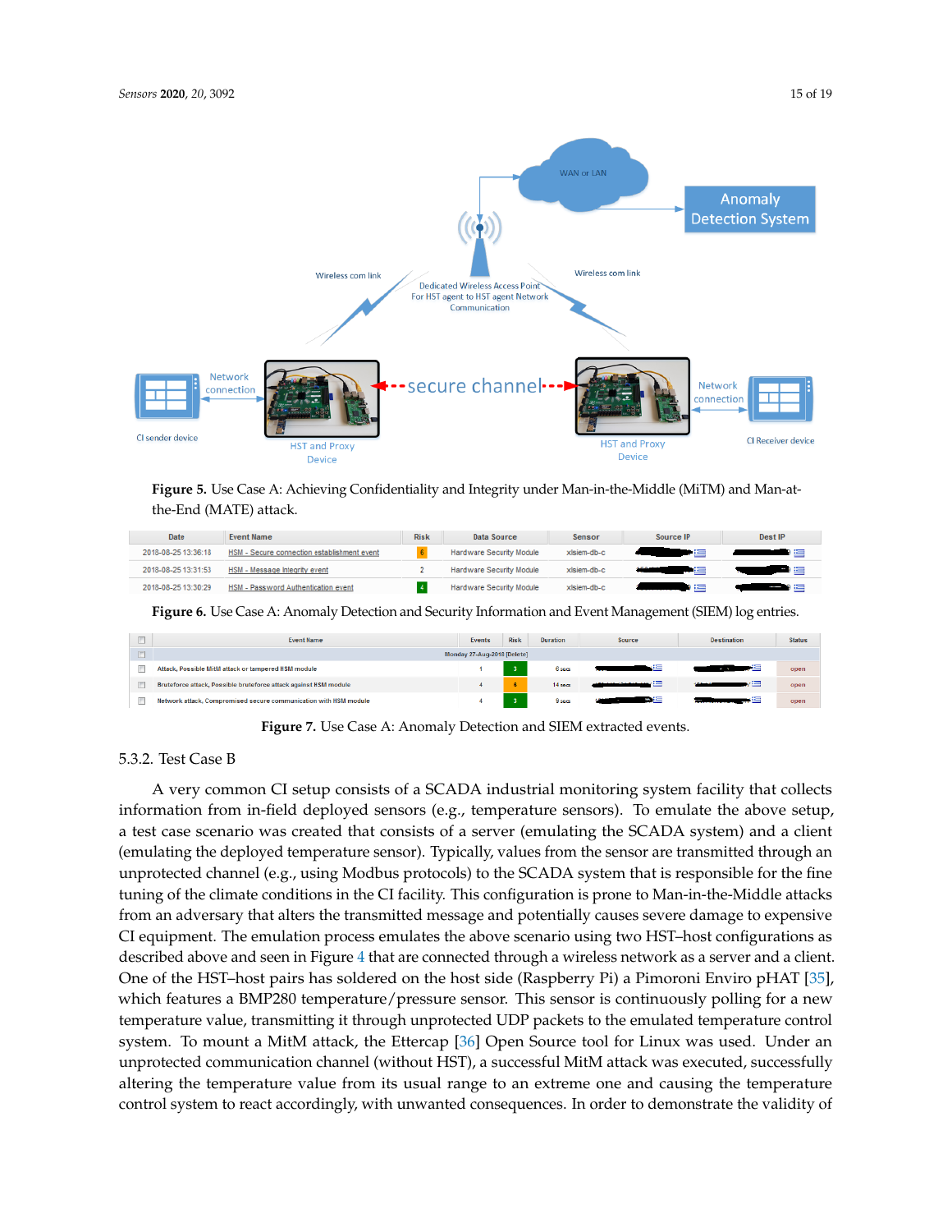**Figure 5.** Use Case A: Achieving Confidentiality and Integrity under Man-in-the-Middle (MiTM) and Man-at-the-End (MATE) attack.

**Figure 6.** Use Case A: Anomaly Detection and Security Information and Event Management (SIEM) log entries.

**Figure 7.** Use Case A: Anomaly Detection and SIEM extracted events.

### 5.3.2. Test Case B

A very common CI setup consists of a SCADA industrial monitoring system facility that collects information from in-field deployed sensors (e.g., temperature sensors). To emulate the above setup, a test case scenario was created that consists of a server (emulating the SCADA system) and a client (emulating the deployed temperature sensor). Typically, values from the sensor are transmitted through an unprotected channel (e.g., using Modbus protocols) to the SCADA system that is responsible for the fine tuning of the climate conditions in the CI facility. This configuration is prone to Man-in-the-Middle attacks from an adversary that alters the transmitted message and potentially causes severe damage to expensive CI equipment. The emulation process emulates the above scenario using two HST–host configurations as described above and seen in Figure 4 that are connected through a wireless network as a server and a client. One of the HST–host pairs has soldered on the host side (Raspberry Pi) a Pimoroni Enviro pHAT [35], which features a BMP280 temperature/pressure sensor. This sensor is continuously polling for a new temperature value, transmitting it through unprotected UDP packets to the emulated temperature control system. To mount a MitM attack, the Ettercap [36] Open Source tool for Linux was used. Under an unprotected communication channel (without HST), a successful MitM attack was executed, successfully altering the temperature value from its usual range to an extreme one and causing the temperature control system to react accordingly, with unwanted consequences. In order to demonstrate the validity of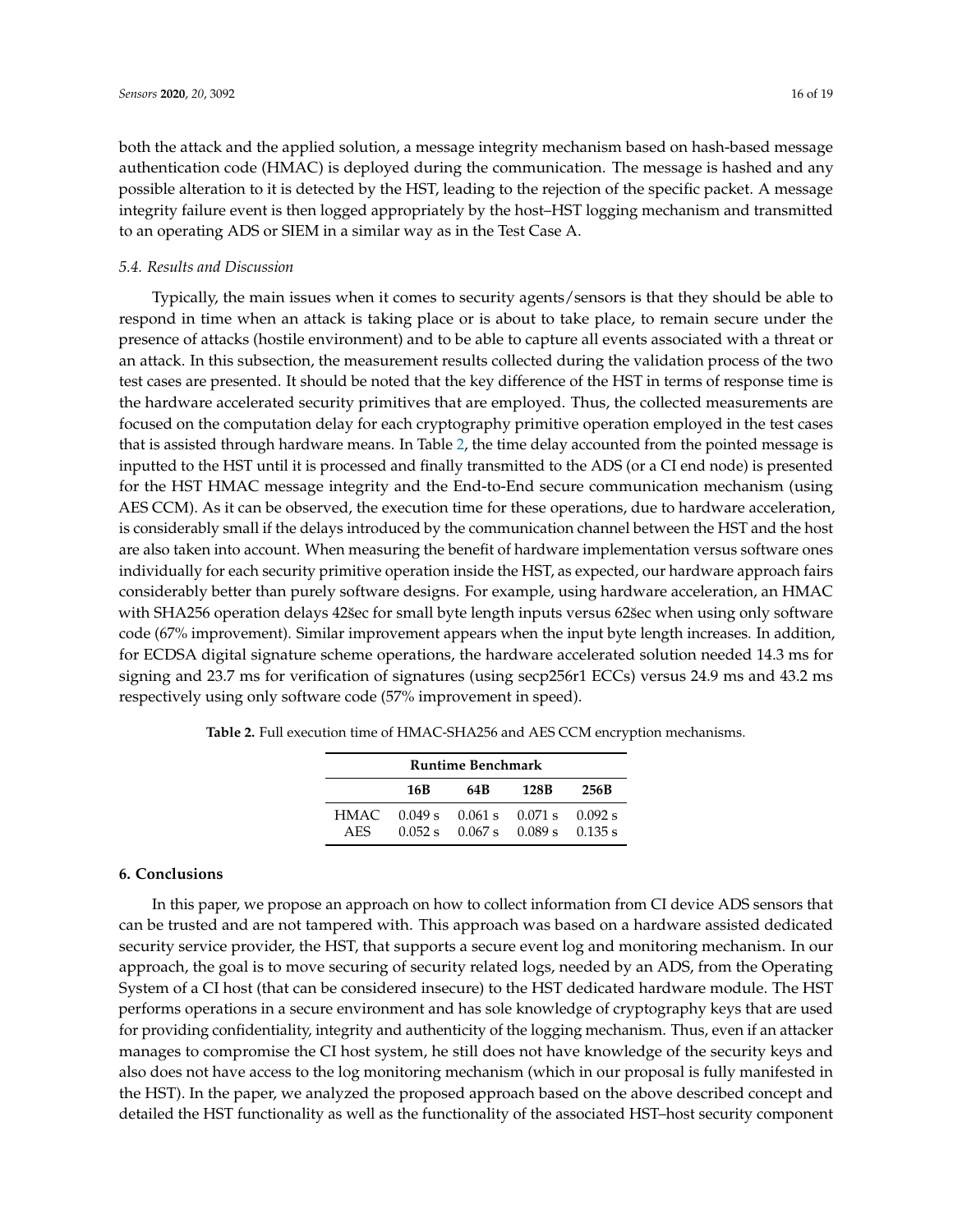both the attack and the applied solution, a message integrity mechanism based on hash-based message authentication code (HMAC) is deployed during the communication. The message is hashed and any possible alteration to it is detected by the HST, leading to the rejection of the specific packet. A message integrity failure event is then logged appropriately by the host–HST logging mechanism and transmitted to an operating ADS or SIEM in a similar way as in the Test Case A.

### *5.4. Results and Discussion*

Typically, the main issues when it comes to security agents/sensors is that they should be able to respond in time when an attack is taking place or is about to take place, to remain secure under the presence of attacks (hostile environment) and to be able to capture all events associated with a threat or an attack. In this subsection, the measurement results collected during the validation process of the two test cases are presented. It should be noted that the key difference of the HST in terms of response time is the hardware accelerated security primitives that are employed. Thus, the collected measurements are focused on the computation delay for each cryptography primitive operation employed in the test cases that is assisted through hardware means. In Table 2, the time delay accounted from the pointed message is inputted to the HST until it is processed and finally transmitted to the ADS (or a CI end node) is presented for the HST HMAC message integrity and the End-to-End secure communication mechanism (using AES CCM). As it can be observed, the execution time for these operations, due to hardware acceleration, is considerably small if the delays introduced by the communication channel between the HST and the host are also taken into account. When measuring the benefit of hardware implementation versus software ones individually for each security primitive operation inside the HST, as expected, our hardware approach fairs considerably better than purely software designs. For example, using hardware acceleration, an HMAC with SHA256 operation delays 42šec for small byte length inputs versus 62šec when using only software code (67% improvement). Similar improvement appears when the input byte length increases. In addition, for ECDSA digital signature scheme operations, the hardware accelerated solution needed 14.3 ms for signing and 23.7 ms for verification of signatures (using secp256r1 ECCs) versus 24.9 ms and 43.2 ms respectively using only software code (57% improvement in speed).

**Table 2.** Full execution time of HMAC-SHA256 and AES CCM encryption mechanisms.

| Runtime Benchmark | | | | |
|---|---|---|---|---|
| | **16B** | **64B** | **128B** | **256B** |
| HMAC | 0.049 s | 0.061 s | 0.071 s | 0.092 s |
| AES | 0.052 s | 0.067 s | 0.089 s | 0.135 s |

## 6. Conclusions

In this paper, we propose an approach on how to collect information from CI device ADS sensors that can be trusted and are not tampered with. This approach was based on a hardware assisted dedicated security service provider, the HST, that supports a secure event log and monitoring mechanism. In our approach, the goal is to move securing of security related logs, needed by an ADS, from the Operating System of a CI host (that can be considered insecure) to the HST dedicated hardware module. The HST performs operations in a secure environment and has sole knowledge of cryptography keys that are used for providing confidentiality, integrity and authenticity of the logging mechanism. Thus, even if an attacker manages to compromise the CI host system, he still does not have knowledge of the security keys and also does not have access to the log monitoring mechanism (which in our proposal is fully manifested in the HST). In the paper, we analyzed the proposed approach based on the above described concept and detailed the HST functionality as well as the functionality of the associated HST–host security component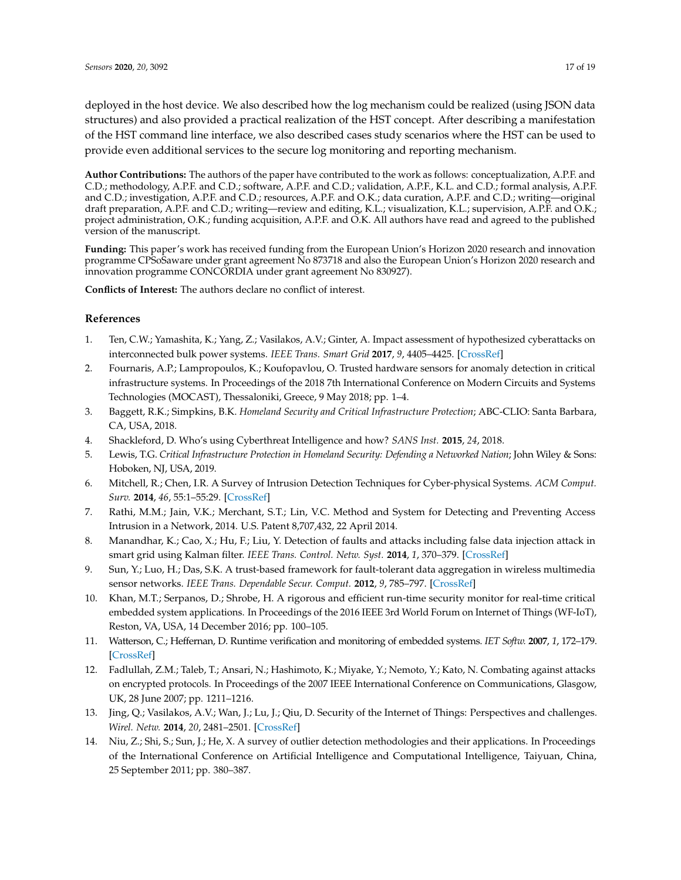deployed in the host device. We also described how the log mechanism could be realized (using JSON data structures) and also provided a practical realization of the HST concept. After describing a manifestation of the HST command line interface, we also described cases study scenarios where the HST can be used to provide even additional services to the secure log monitoring and reporting mechanism.

**Author Contributions:** The authors of the paper have contributed to the work as follows: conceptualization, A.P.F. and C.D.; methodology, A.P.F. and C.D.; software, A.P.F. and C.D.; validation, A.P.F., K.L. and C.D.; formal analysis, A.P.F. and C.D.; investigation, A.P.F. and C.D.; resources, A.P.F. and O.K.; data curation, A.P.F. and C.D.; writing—original draft preparation, A.P.F. and C.D.; writing—review and editing, K.L.; visualization, K.L.; supervision, A.P.F. and O.K.; project administration, O.K.; funding acquisition, A.P.F. and O.K. All authors have read and agreed to the published version of the manuscript.

**Funding:** This paper's work has received funding from the European Union's Horizon 2020 research and innovation programme CPSoSaware under grant agreement No 873718 and also the European Union's Horizon 2020 research and innovation programme CONCORDIA under grant agreement No 830927).

**Conflicts of Interest:** The authors declare no conflict of interest.

## References

1. Ten, C.W.; Yamashita, K.; Yang, Z.; Vasilakos, A.V.; Ginter, A. Impact assessment of hypothesized cyberattacks on interconnected bulk power systems. *IEEE Trans. Smart Grid* **2017**, *9*, 4405–4425. [CrossRef]
2. Fournaris, A.P.; Lampropoulos, K.; Koufopavlou, O. Trusted hardware sensors for anomaly detection in critical infrastructure systems. In Proceedings of the 2018 7th International Conference on Modern Circuits and Systems Technologies (MOCAST), Thessaloniki, Greece, 9 May 2018; pp. 1–4.
3. Baggett, R.K.; Simpkins, B.K. *Homeland Security and Critical Infrastructure Protection*; ABC-CLIO: Santa Barbara, CA, USA, 2018.
4. Shackleford, D. Who's using Cyberthreat Intelligence and how? *SANS Inst.* **2015**, *24*, 2018.
5. Lewis, T.G. *Critical Infrastructure Protection in Homeland Security: Defending a Networked Nation*; John Wiley & Sons: Hoboken, NJ, USA, 2019.
6. Mitchell, R.; Chen, I.R. A Survey of Intrusion Detection Techniques for Cyber-physical Systems. *ACM Comput. Surv.* **2014**, *46*, 55:1–55:29. [CrossRef]
7. Rathi, M.M.; Jain, V.K.; Merchant, S.T.; Lin, V.C. Method and System for Detecting and Preventing Access Intrusion in a Network, 2014. U.S. Patent 8,707,432, 22 April 2014.
8. Manandhar, K.; Cao, X.; Hu, F.; Liu, Y. Detection of faults and attacks including false data injection attack in smart grid using Kalman filter. *IEEE Trans. Control. Netw. Syst.* **2014**, *1*, 370–379. [CrossRef]
9. Sun, Y.; Luo, H.; Das, S.K. A trust-based framework for fault-tolerant data aggregation in wireless multimedia sensor networks. *IEEE Trans. Dependable Secur. Comput.* **2012**, *9*, 785–797. [CrossRef]
10. Khan, M.T.; Serpanos, D.; Shrobe, H. A rigorous and efficient run-time security monitor for real-time critical embedded system applications. In Proceedings of the 2016 IEEE 3rd World Forum on Internet of Things (WF-IoT), Reston, VA, USA, 14 December 2016; pp. 100–105.
11. Watterson, C.; Heffernan, D. Runtime verification and monitoring of embedded systems. *IET Softw.* **2007**, *1*, 172–179. [CrossRef]
12. Fadlullah, Z.M.; Taleb, T.; Ansari, N.; Hashimoto, K.; Miyake, Y.; Nemoto, Y.; Kato, N. Combating against attacks on encrypted protocols. In Proceedings of the 2007 IEEE International Conference on Communications, Glasgow, UK, 28 June 2007; pp. 1211–1216.
13. Jing, Q.; Vasilakos, A.V.; Wan, J.; Lu, J.; Qiu, D. Security of the Internet of Things: Perspectives and challenges. *Wirel. Netw.* **2014**, *20*, 2481–2501. [CrossRef]
14. Niu, Z.; Shi, S.; Sun, J.; He, X. A survey of outlier detection methodologies and their applications. In Proceedings of the International Conference on Artificial Intelligence and Computational Intelligence, Taiyuan, China, 25 September 2011; pp. 380–387.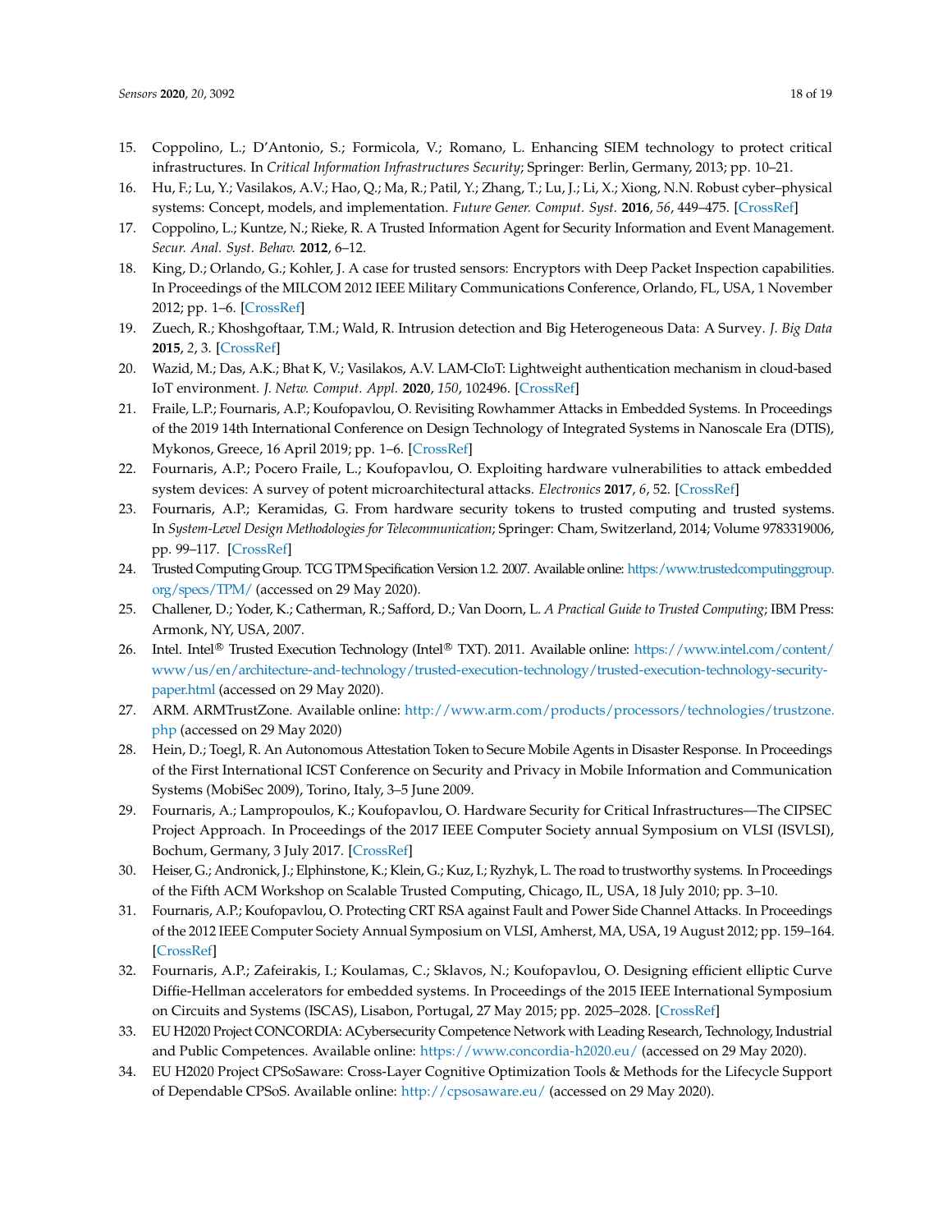15. Coppolino, L.; D'Antonio, S.; Formicola, V.; Romano, L. Enhancing SIEM technology to protect critical infrastructures. In *Critical Information Infrastructures Security*; Springer: Berlin, Germany, 2013; pp. 10–21.
16. Hu, F.; Lu, Y.; Vasilakos, A.V.; Hao, Q.; Ma, R.; Patil, Y.; Zhang, T.; Lu, J.; Li, X.; Xiong, N.N. Robust cyber–physical systems: Concept, models, and implementation. *Future Gener. Comput. Syst.* **2016**, *56*, 449–475. [CrossRef]
17. Coppolino, L.; Kuntze, N.; Rieke, R. A Trusted Information Agent for Security Information and Event Management. *Secur. Anal. Syst. Behav.* **2012**, 6–12.
18. King, D.; Orlando, G.; Kohler, J. A case for trusted sensors: Encryptors with Deep Packet Inspection capabilities. In Proceedings of the MILCOM 2012 IEEE Military Communications Conference, Orlando, FL, USA, 1 November 2012; pp. 1–6. [CrossRef]
19. Zuech, R.; Khoshgoftaar, T.M.; Wald, R. Intrusion detection and Big Heterogeneous Data: A Survey. *J. Big Data* **2015**, *2*, 3. [CrossRef]
20. Wazid, M.; Das, A.K.; Bhat K, V.; Vasilakos, A.V. LAM-CIoT: Lightweight authentication mechanism in cloud-based IoT environment. *J. Netw. Comput. Appl.* **2020**, *150*, 102496. [CrossRef]
21. Fraile, L.P.; Fournaris, A.P.; Koufopavlou, O. Revisiting Rowhammer Attacks in Embedded Systems. In Proceedings of the 2019 14th International Conference on Design Technology of Integrated Systems in Nanoscale Era (DTIS), Mykonos, Greece, 16 April 2019; pp. 1–6. [CrossRef]
22. Fournaris, A.P.; Pocero Fraile, L.; Koufopavlou, O. Exploiting hardware vulnerabilities to attack embedded system devices: A survey of potent microarchitectural attacks. *Electronics* **2017**, *6*, 52. [CrossRef]
23. Fournaris, A.P.; Keramidas, G. From hardware security tokens to trusted computing and trusted systems. In *System-Level Design Methodologies for Telecommunication*; Springer: Cham, Switzerland, 2014; Volume 9783319006, pp. 99–117. [CrossRef]
24. Trusted Computing Group. TCG TPM Specification Version 1.2. 2007. Available online: https:/www.trustedcomputinggroup.org/specs/TPM/ (accessed on 29 May 2020).
25. Challener, D.; Yoder, K.; Catherman, R.; Safford, D.; Van Doorn, L. *A Practical Guide to Trusted Computing*; IBM Press: Armonk, NY, USA, 2007.
26. Intel. Intel® Trusted Execution Technology (Intel® TXT). 2011. Available online: https://www.intel.com/content/www/us/en/architecture-and-technology/trusted-execution-technology/trusted-execution-technology-security-paper.html (accessed on 29 May 2020).
27. ARM. ARMTrustZone. Available online: http://www.arm.com/products/processors/technologies/trustzone.php (accessed on 29 May 2020)
28. Hein, D.; Toegl, R. An Autonomous Attestation Token to Secure Mobile Agents in Disaster Response. In Proceedings of the First International ICST Conference on Security and Privacy in Mobile Information and Communication Systems (MobiSec 2009), Torino, Italy, 3–5 June 2009.
29. Fournaris, A.; Lampropoulos, K.; Koufopavlou, O. Hardware Security for Critical Infrastructures—The CIPSEC Project Approach. In Proceedings of the 2017 IEEE Computer Society annual Symposium on VLSI (ISVLSI), Bochum, Germany, 3 July 2017. [CrossRef]
30. Heiser, G.; Andronick, J.; Elphinstone, K.; Klein, G.; Kuz, I.; Ryzhyk, L. The road to trustworthy systems. In Proceedings of the Fifth ACM Workshop on Scalable Trusted Computing, Chicago, IL, USA, 18 July 2010; pp. 3–10.
31. Fournaris, A.P.; Koufopavlou, O. Protecting CRT RSA against Fault and Power Side Channel Attacks. In Proceedings of the 2012 IEEE Computer Society Annual Symposium on VLSI, Amherst, MA, USA, 19 August 2012; pp. 159–164. [CrossRef]
32. Fournaris, A.P.; Zafeirakis, I.; Koulamas, C.; Sklavos, N.; Koufopavlou, O. Designing efficient elliptic Curve Diffie-Hellman accelerators for embedded systems. In Proceedings of the 2015 IEEE International Symposium on Circuits and Systems (ISCAS), Lisabon, Portugal, 27 May 2015; pp. 2025–2028. [CrossRef]
33. EU H2020 Project CONCORDIA: ACybersecurity Competence Network with Leading Research, Technology, Industrial and Public Competences. Available online: https://www.concordia-h2020.eu/ (accessed on 29 May 2020).
34. EU H2020 Project CPSoSaware: Cross-Layer Cognitive Optimization Tools & Methods for the Lifecycle Support of Dependable CPSoS. Available online: http://cpsosaware.eu/ (accessed on 29 May 2020).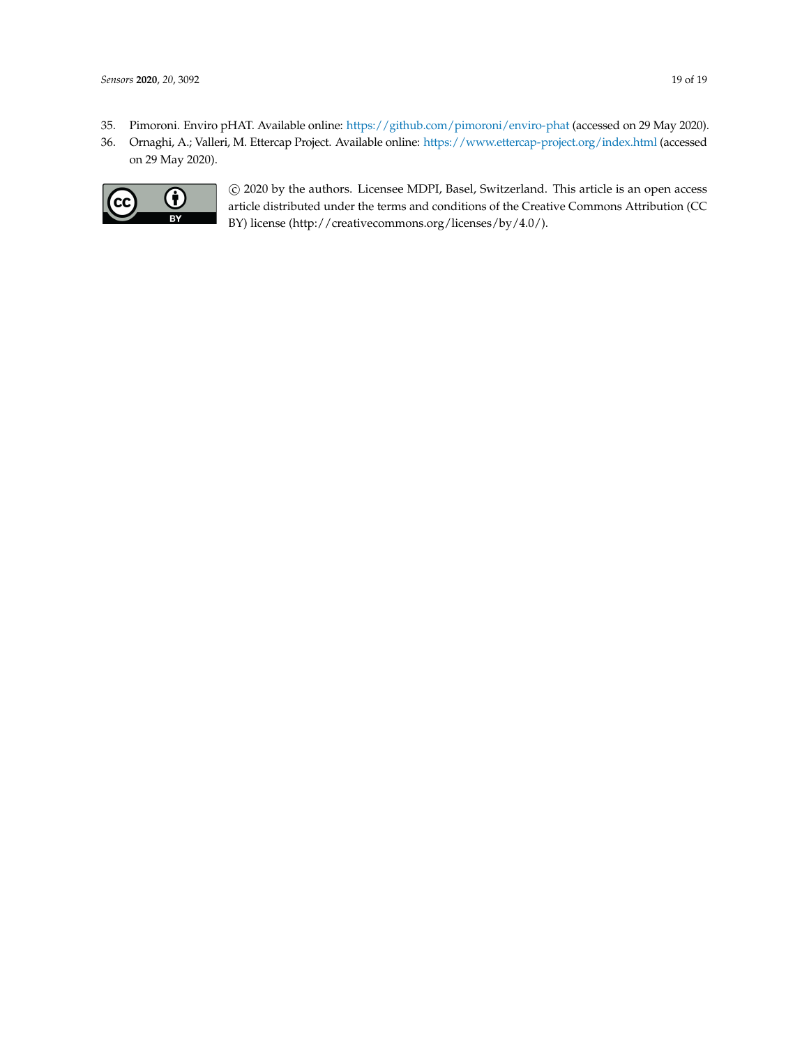35. Pimoroni. Enviro pHAT. Available online: https://github.com/pimoroni/enviro-phat (accessed on 29 May 2020).
36. Ornaghi, A.; Valleri, M. Ettercap Project. Available online: https://www.ettercap-project.org/index.html (accessed on 29 May 2020).

© 2020 by the authors. Licensee MDPI, Basel, Switzerland. This article is an open access article distributed under the terms and conditions of the Creative Commons Attribution (CC BY) license (http://creativecommons.org/licenses/by/4.0/).